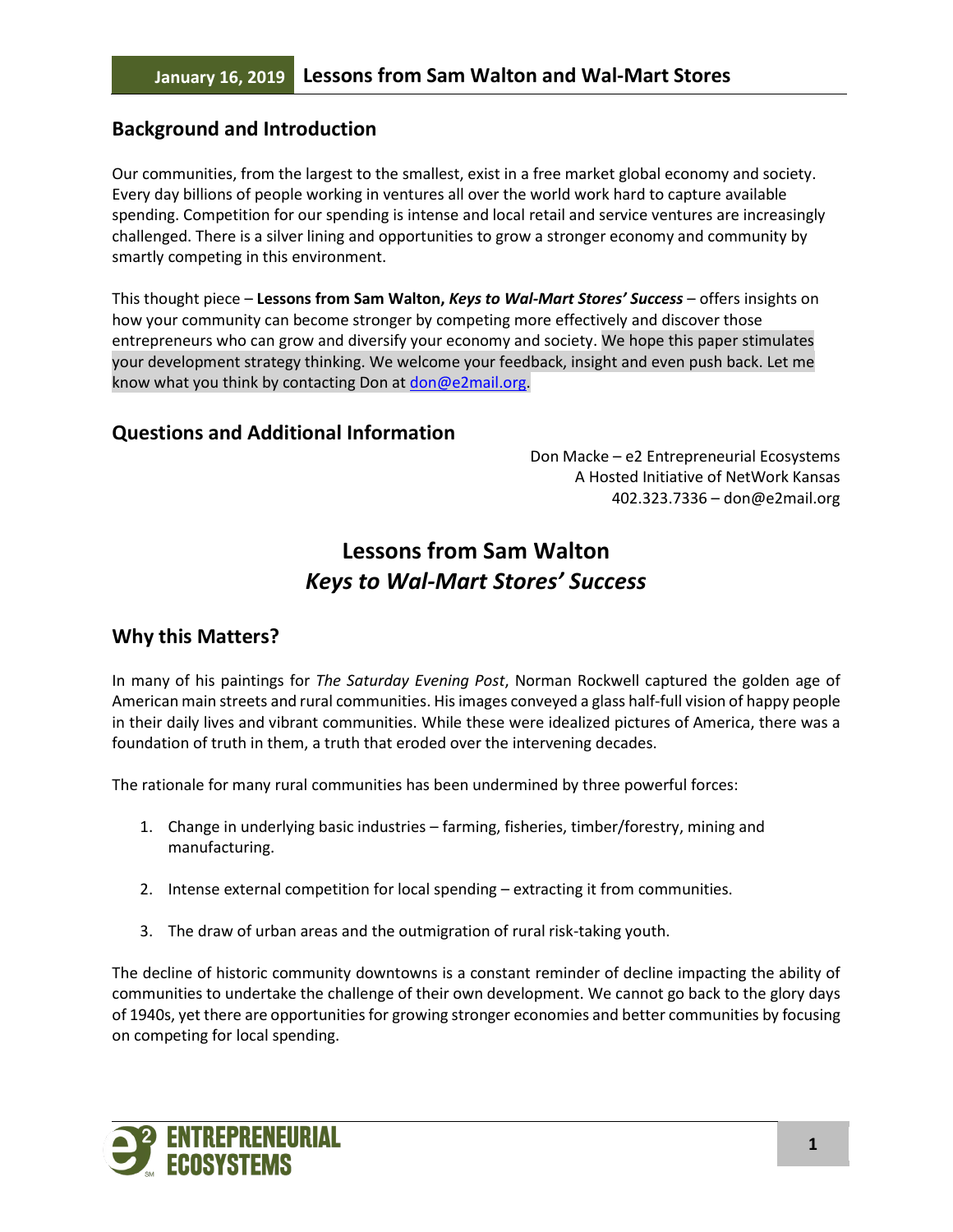## Background and Introduction

Our communities, from the largest to the smallest, exist in a free market global economy and society. Every day billions of people working in ventures all over the world work hard to capture available spending. Competition for our spending is intense and local retail and service ventures are increasingly challenged. There is a silver lining and opportunities to grow a stronger economy and community by smartly competing in this environment.

This thought piece – **Lessons from Sam Walton, *Keys to Wal-Mart Stores' Success*** – offers insights on how your community can become stronger by competing more effectively and discover those entrepreneurs who can grow and diversify your economy and society. We hope this paper stimulates your development strategy thinking. We welcome your feedback, insight and even push back. Let me know what you think by contacting Don at don@e2mail.org.

## Questions and Additional Information

Don Macke – e2 Entrepreneurial Ecosystems
A Hosted Initiative of NetWork Kansas
402.323.7336 – don@e2mail.org

# Lessons from Sam Walton
# *Keys to Wal-Mart Stores' Success*

## Why this Matters?

In many of his paintings for *The Saturday Evening Post*, Norman Rockwell captured the golden age of American main streets and rural communities. His images conveyed a glass half-full vision of happy people in their daily lives and vibrant communities. While these were idealized pictures of America, there was a foundation of truth in them, a truth that eroded over the intervening decades.

The rationale for many rural communities has been undermined by three powerful forces:

1. Change in underlying basic industries – farming, fisheries, timber/forestry, mining and manufacturing.

2. Intense external competition for local spending – extracting it from communities.

3. The draw of urban areas and the outmigration of rural risk-taking youth.

The decline of historic community downtowns is a constant reminder of decline impacting the ability of communities to undertake the challenge of their own development. We cannot go back to the glory days of 1940s, yet there are opportunities for growing stronger economies and better communities by focusing on competing for local spending.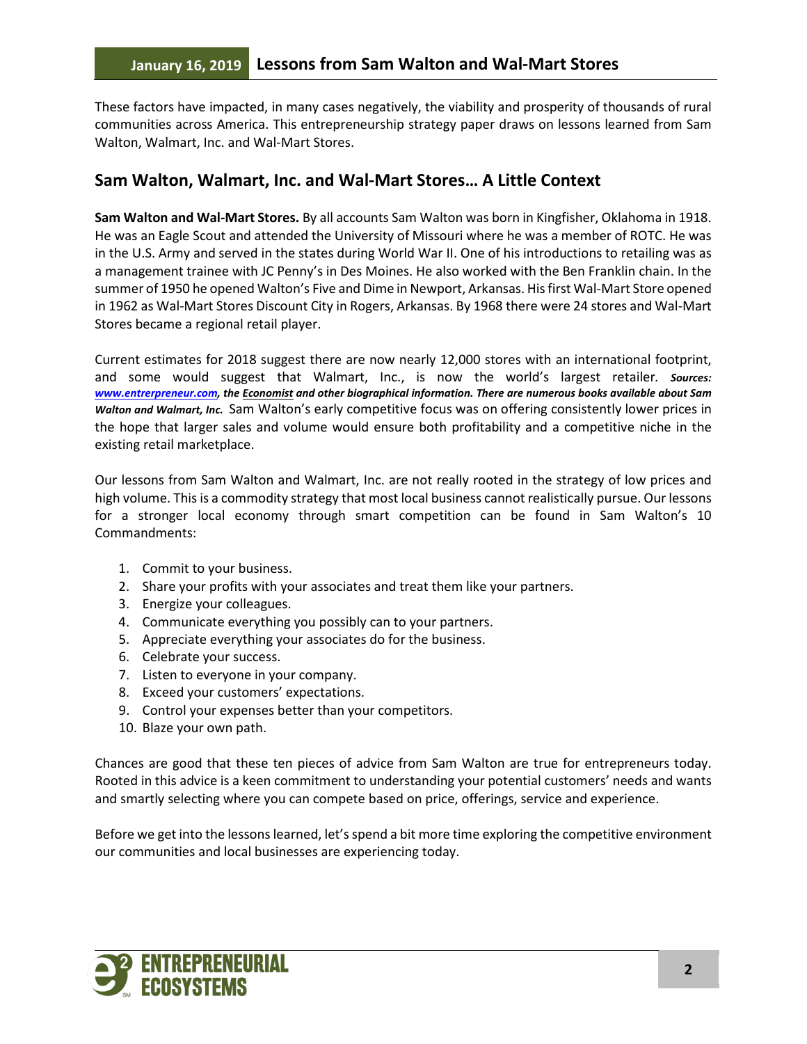These factors have impacted, in many cases negatively, the viability and prosperity of thousands of rural communities across America. This entrepreneurship strategy paper draws on lessons learned from Sam Walton, Walmart, Inc. and Wal-Mart Stores.

## Sam Walton, Walmart, Inc. and Wal-Mart Stores… A Little Context

**Sam Walton and Wal-Mart Stores.** By all accounts Sam Walton was born in Kingfisher, Oklahoma in 1918. He was an Eagle Scout and attended the University of Missouri where he was a member of ROTC. He was in the U.S. Army and served in the states during World War II. One of his introductions to retailing was as a management trainee with JC Penny's in Des Moines. He also worked with the Ben Franklin chain. In the summer of 1950 he opened Walton's Five and Dime in Newport, Arkansas. His first Wal-Mart Store opened in 1962 as Wal-Mart Stores Discount City in Rogers, Arkansas. By 1968 there were 24 stores and Wal-Mart Stores became a regional retail player.

Current estimates for 2018 suggest there are now nearly 12,000 stores with an international footprint, and some would suggest that Walmart, Inc., is now the world's largest retailer. ***Sources: www.entrerpreneur.com, the Economist and other biographical information. There are numerous books available about Sam Walton and Walmart, Inc.*** Sam Walton's early competitive focus was on offering consistently lower prices in the hope that larger sales and volume would ensure both profitability and a competitive niche in the existing retail marketplace.

Our lessons from Sam Walton and Walmart, Inc. are not really rooted in the strategy of low prices and high volume. This is a commodity strategy that most local business cannot realistically pursue. Our lessons for a stronger local economy through smart competition can be found in Sam Walton's 10 Commandments:

1. Commit to your business.
2. Share your profits with your associates and treat them like your partners.
3. Energize your colleagues.
4. Communicate everything you possibly can to your partners.
5. Appreciate everything your associates do for the business.
6. Celebrate your success.
7. Listen to everyone in your company.
8. Exceed your customers' expectations.
9. Control your expenses better than your competitors.
10. Blaze your own path.

Chances are good that these ten pieces of advice from Sam Walton are true for entrepreneurs today. Rooted in this advice is a keen commitment to understanding your potential customers' needs and wants and smartly selecting where you can compete based on price, offerings, service and experience.

Before we get into the lessons learned, let's spend a bit more time exploring the competitive environment our communities and local businesses are experiencing today.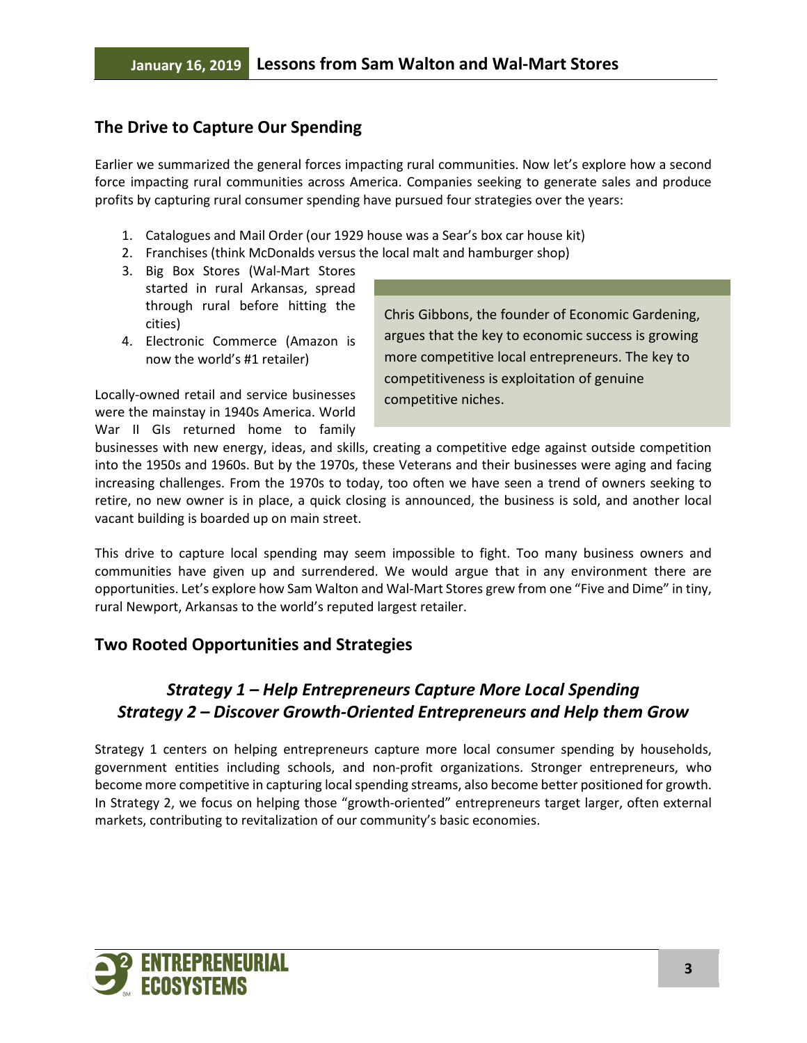## The Drive to Capture Our Spending

Earlier we summarized the general forces impacting rural communities. Now let's explore how a second force impacting rural communities across America. Companies seeking to generate sales and produce profits by capturing rural consumer spending have pursued four strategies over the years:

1. Catalogues and Mail Order (our 1929 house was a Sear's box car house kit)
2. Franchises (think McDonalds versus the local malt and hamburger shop)
3. Big Box Stores (Wal-Mart Stores started in rural Arkansas, spread through rural before hitting the cities)
4. Electronic Commerce (Amazon is now the world's #1 retailer)

> Chris Gibbons, the founder of Economic Gardening, argues that the key to economic success is growing more competitive local entrepreneurs. The key to competitiveness is exploitation of genuine competitive niches.

Locally-owned retail and service businesses were the mainstay in 1940s America. World War II GIs returned home to family businesses with new energy, ideas, and skills, creating a competitive edge against outside competition into the 1950s and 1960s. But by the 1970s, these Veterans and their businesses were aging and facing increasing challenges. From the 1970s to today, too often we have seen a trend of owners seeking to retire, no new owner is in place, a quick closing is announced, the business is sold, and another local vacant building is boarded up on main street.

This drive to capture local spending may seem impossible to fight. Too many business owners and communities have given up and surrendered. We would argue that in any environment there are opportunities. Let's explore how Sam Walton and Wal-Mart Stores grew from one "Five and Dime" in tiny, rural Newport, Arkansas to the world's reputed largest retailer.

## Two Rooted Opportunities and Strategies

### *Strategy 1 – Help Entrepreneurs Capture More Local Spending*
### *Strategy 2 – Discover Growth-Oriented Entrepreneurs and Help them Grow*

Strategy 1 centers on helping entrepreneurs capture more local consumer spending by households, government entities including schools, and non-profit organizations. Stronger entrepreneurs, who become more competitive in capturing local spending streams, also become better positioned for growth. In Strategy 2, we focus on helping those "growth-oriented" entrepreneurs target larger, often external markets, contributing to revitalization of our community's basic economies.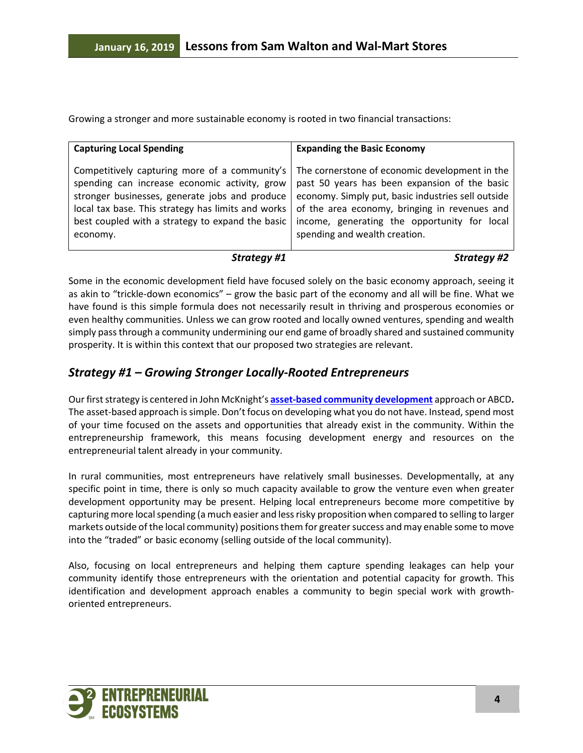Growing a stronger and more sustainable economy is rooted in two financial transactions:

| **Capturing Local Spending** | **Expanding the Basic Economy** |
|---|---|
| Competitively capturing more of a community's spending can increase economic activity, grow stronger businesses, generate jobs and produce local tax base. This strategy has limits and works best coupled with a strategy to expand the basic economy. | The cornerstone of economic development in the past 50 years has been expansion of the basic economy. Simply put, basic industries sell outside of the area economy, bringing in revenues and income, generating the opportunity for local spending and wealth creation. |
| ***Strategy #1*** | ***Strategy #2*** |

Some in the economic development field have focused solely on the basic economy approach, seeing it as akin to "trickle-down economics" – grow the basic part of the economy and all will be fine. What we have found is this simple formula does not necessarily result in thriving and prosperous economies or even healthy communities. Unless we can grow rooted and locally owned ventures, spending and wealth simply pass through a community undermining our end game of broadly shared and sustained community prosperity. It is within this context that our proposed two strategies are relevant.

## *Strategy #1 – Growing Stronger Locally-Rooted Entrepreneurs*

Our first strategy is centered in John McKnight's **asset-based community development** approach or ABCD**.** The asset-based approach is simple. Don't focus on developing what you do not have. Instead, spend most of your time focused on the assets and opportunities that already exist in the community. Within the entrepreneurship framework, this means focusing development energy and resources on the entrepreneurial talent already in your community.

In rural communities, most entrepreneurs have relatively small businesses. Developmentally, at any specific point in time, there is only so much capacity available to grow the venture even when greater development opportunity may be present. Helping local entrepreneurs become more competitive by capturing more local spending (a much easier and less risky proposition when compared to selling to larger markets outside of the local community) positions them for greater success and may enable some to move into the "traded" or basic economy (selling outside of the local community).

Also, focusing on local entrepreneurs and helping them capture spending leakages can help your community identify those entrepreneurs with the orientation and potential capacity for growth. This identification and development approach enables a community to begin special work with growth-oriented entrepreneurs.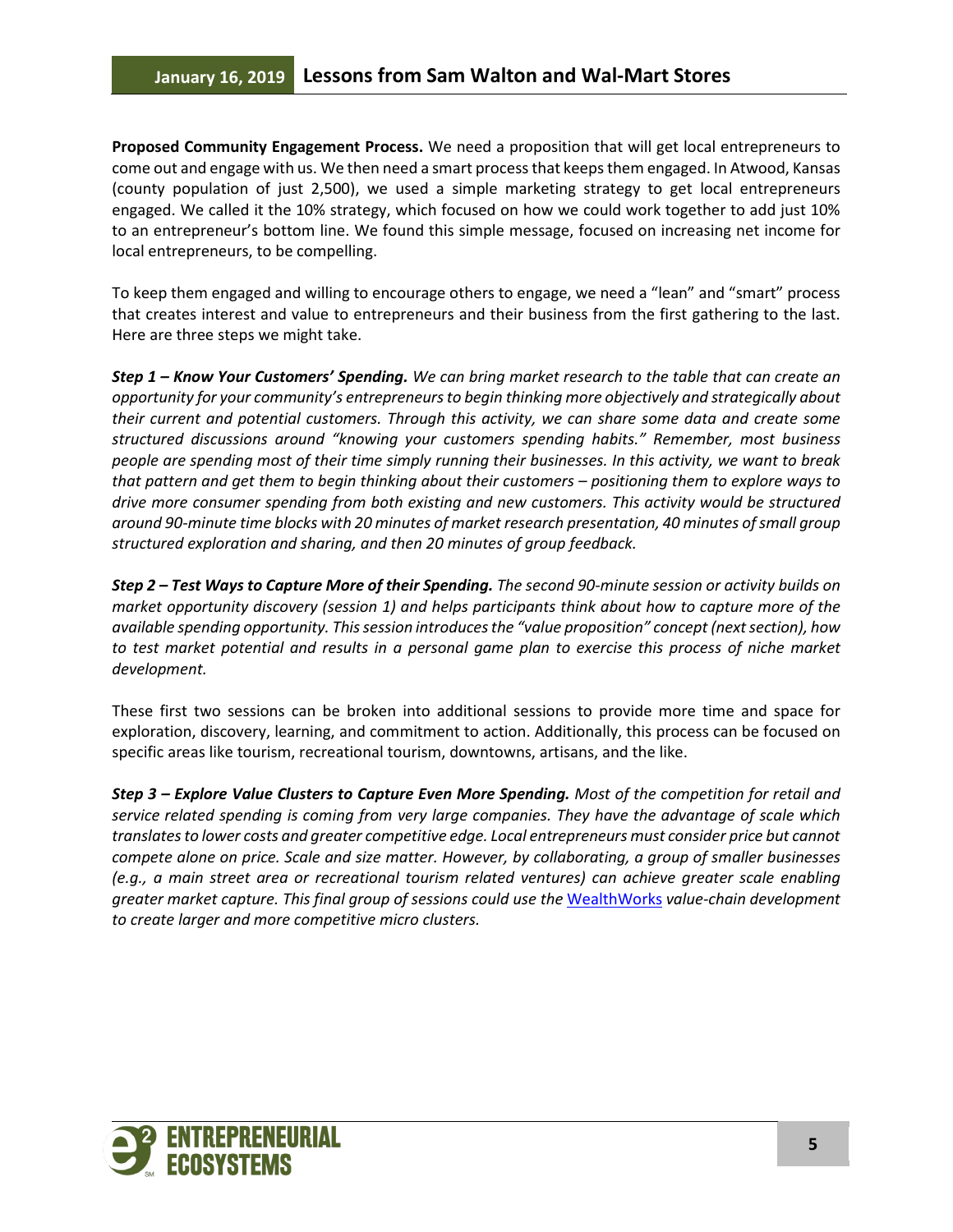**Proposed Community Engagement Process.** We need a proposition that will get local entrepreneurs to come out and engage with us. We then need a smart process that keeps them engaged. In Atwood, Kansas (county population of just 2,500), we used a simple marketing strategy to get local entrepreneurs engaged. We called it the 10% strategy, which focused on how we could work together to add just 10% to an entrepreneur's bottom line. We found this simple message, focused on increasing net income for local entrepreneurs, to be compelling.

To keep them engaged and willing to encourage others to engage, we need a "lean" and "smart" process that creates interest and value to entrepreneurs and their business from the first gathering to the last. Here are three steps we might take.

***Step 1 – Know Your Customers' Spending.*** *We can bring market research to the table that can create an opportunity for your community's entrepreneurs to begin thinking more objectively and strategically about their current and potential customers. Through this activity, we can share some data and create some structured discussions around "knowing your customers spending habits." Remember, most business people are spending most of their time simply running their businesses. In this activity, we want to break that pattern and get them to begin thinking about their customers – positioning them to explore ways to drive more consumer spending from both existing and new customers. This activity would be structured around 90-minute time blocks with 20 minutes of market research presentation, 40 minutes of small group structured exploration and sharing, and then 20 minutes of group feedback.*

***Step 2 – Test Ways to Capture More of their Spending.*** *The second 90-minute session or activity builds on market opportunity discovery (session 1) and helps participants think about how to capture more of the available spending opportunity. This session introduces the "value proposition" concept (next section), how to test market potential and results in a personal game plan to exercise this process of niche market development.*

These first two sessions can be broken into additional sessions to provide more time and space for exploration, discovery, learning, and commitment to action. Additionally, this process can be focused on specific areas like tourism, recreational tourism, downtowns, artisans, and the like.

***Step 3 – Explore Value Clusters to Capture Even More Spending.*** *Most of the competition for retail and service related spending is coming from very large companies. They have the advantage of scale which translates to lower costs and greater competitive edge. Local entrepreneurs must consider price but cannot compete alone on price. Scale and size matter. However, by collaborating, a group of smaller businesses (e.g., a main street area or recreational tourism related ventures) can achieve greater scale enabling greater market capture. This final group of sessions could use the* WealthWorks *value-chain development to create larger and more competitive micro clusters.*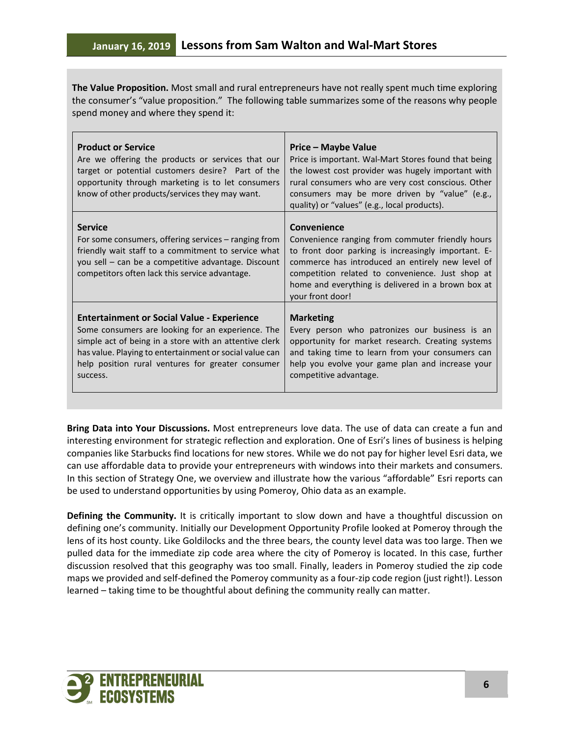**The Value Proposition.** Most small and rural entrepreneurs have not really spent much time exploring the consumer's "value proposition." The following table summarizes some of the reasons why people spend money and where they spend it:

| | |
|---|---|
| **Product or Service**<br>Are we offering the products or services that our target or potential customers desire? Part of the opportunity through marketing is to let consumers know of other products/services they may want. | **Price – Maybe Value**<br>Price is important. Wal-Mart Stores found that being the lowest cost provider was hugely important with rural consumers who are very cost conscious. Other consumers may be more driven by "value" (e.g., quality) or "values" (e.g., local products). |
| **Service**<br>For some consumers, offering services – ranging from friendly wait staff to a commitment to service what you sell – can be a competitive advantage. Discount competitors often lack this service advantage. | **Convenience**<br>Convenience ranging from commuter friendly hours to front door parking is increasingly important. E-commerce has introduced an entirely new level of competition related to convenience. Just shop at home and everything is delivered in a brown box at your front door! |
| **Entertainment or Social Value - Experience**<br>Some consumers are looking for an experience. The simple act of being in a store with an attentive clerk has value. Playing to entertainment or social value can help position rural ventures for greater consumer success. | **Marketing**<br>Every person who patronizes our business is an opportunity for market research. Creating systems and taking time to learn from your consumers can help you evolve your game plan and increase your competitive advantage. |

**Bring Data into Your Discussions.** Most entrepreneurs love data. The use of data can create a fun and interesting environment for strategic reflection and exploration. One of Esri's lines of business is helping companies like Starbucks find locations for new stores. While we do not pay for higher level Esri data, we can use affordable data to provide your entrepreneurs with windows into their markets and consumers. In this section of Strategy One, we overview and illustrate how the various "affordable" Esri reports can be used to understand opportunities by using Pomeroy, Ohio data as an example.

**Defining the Community.** It is critically important to slow down and have a thoughtful discussion on defining one's community. Initially our Development Opportunity Profile looked at Pomeroy through the lens of its host county. Like Goldilocks and the three bears, the county level data was too large. Then we pulled data for the immediate zip code area where the city of Pomeroy is located. In this case, further discussion resolved that this geography was too small. Finally, leaders in Pomeroy studied the zip code maps we provided and self-defined the Pomeroy community as a four-zip code region (just right!). Lesson learned – taking time to be thoughtful about defining the community really can matter.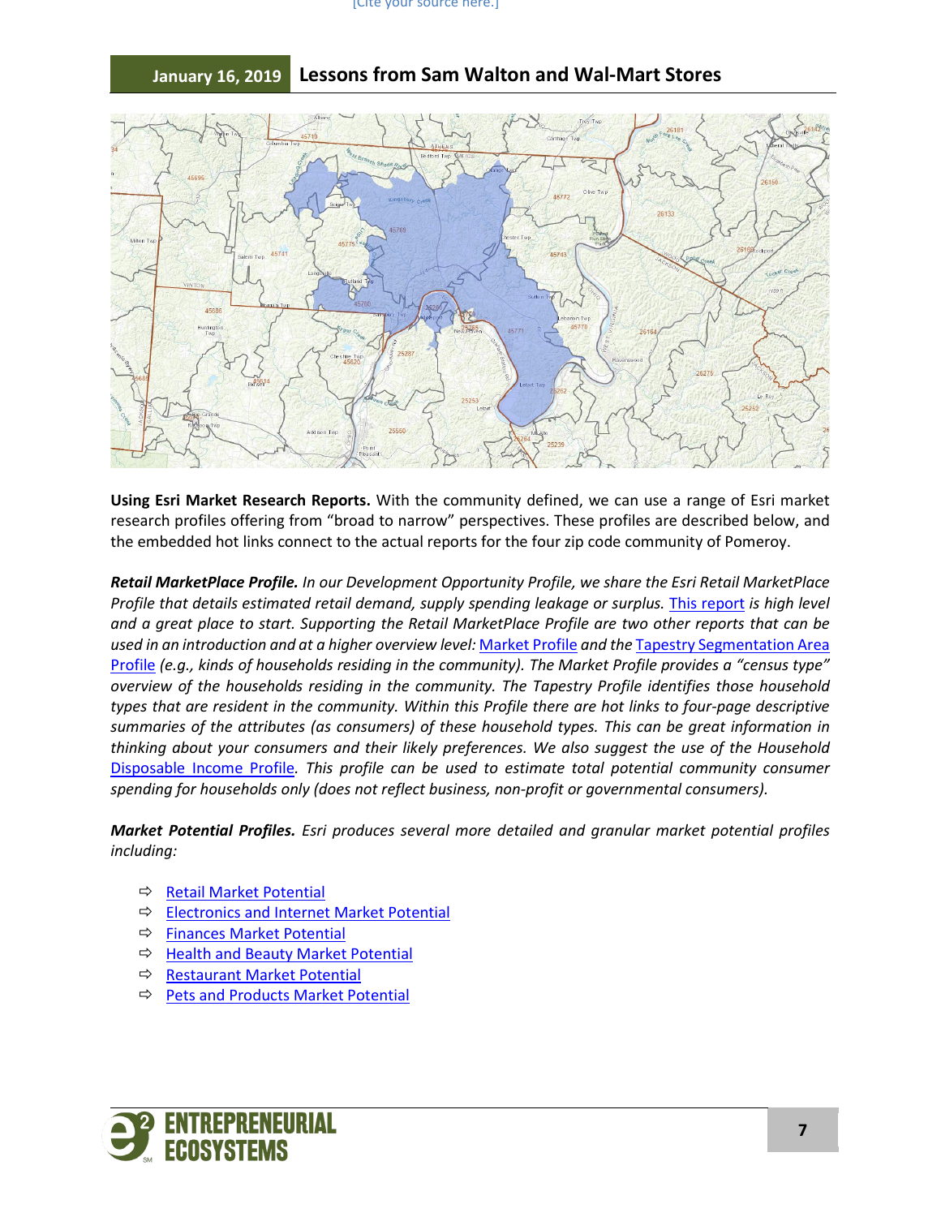**Using Esri Market Research Reports.** With the community defined, we can use a range of Esri market research profiles offering from "broad to narrow" perspectives. These profiles are described below, and the embedded hot links connect to the actual reports for the four zip code community of Pomeroy.

***Retail MarketPlace Profile.*** *In our Development Opportunity Profile, we share the Esri Retail MarketPlace Profile that details estimated retail demand, supply spending leakage or surplus. This report is high level and a great place to start. Supporting the Retail MarketPlace Profile are two other reports that can be used in an introduction and at a higher overview level: Market Profile and the Tapestry Segmentation Area Profile (e.g., kinds of households residing in the community). The Market Profile provides a "census type" overview of the households residing in the community. The Tapestry Profile identifies those household types that are resident in the community. Within this Profile there are hot links to four-page descriptive summaries of the attributes (as consumers) of these household types. This can be great information in thinking about your consumers and their likely preferences. We also suggest the use of the Household Disposable Income Profile. This profile can be used to estimate total potential community consumer spending for households only (does not reflect business, non-profit or governmental consumers).*

***Market Potential Profiles.*** *Esri produces several more detailed and granular market potential profiles including:*

- Retail Market Potential
- Electronics and Internet Market Potential
- Finances Market Potential
- Health and Beauty Market Potential
- Restaurant Market Potential
- Pets and Products Market Potential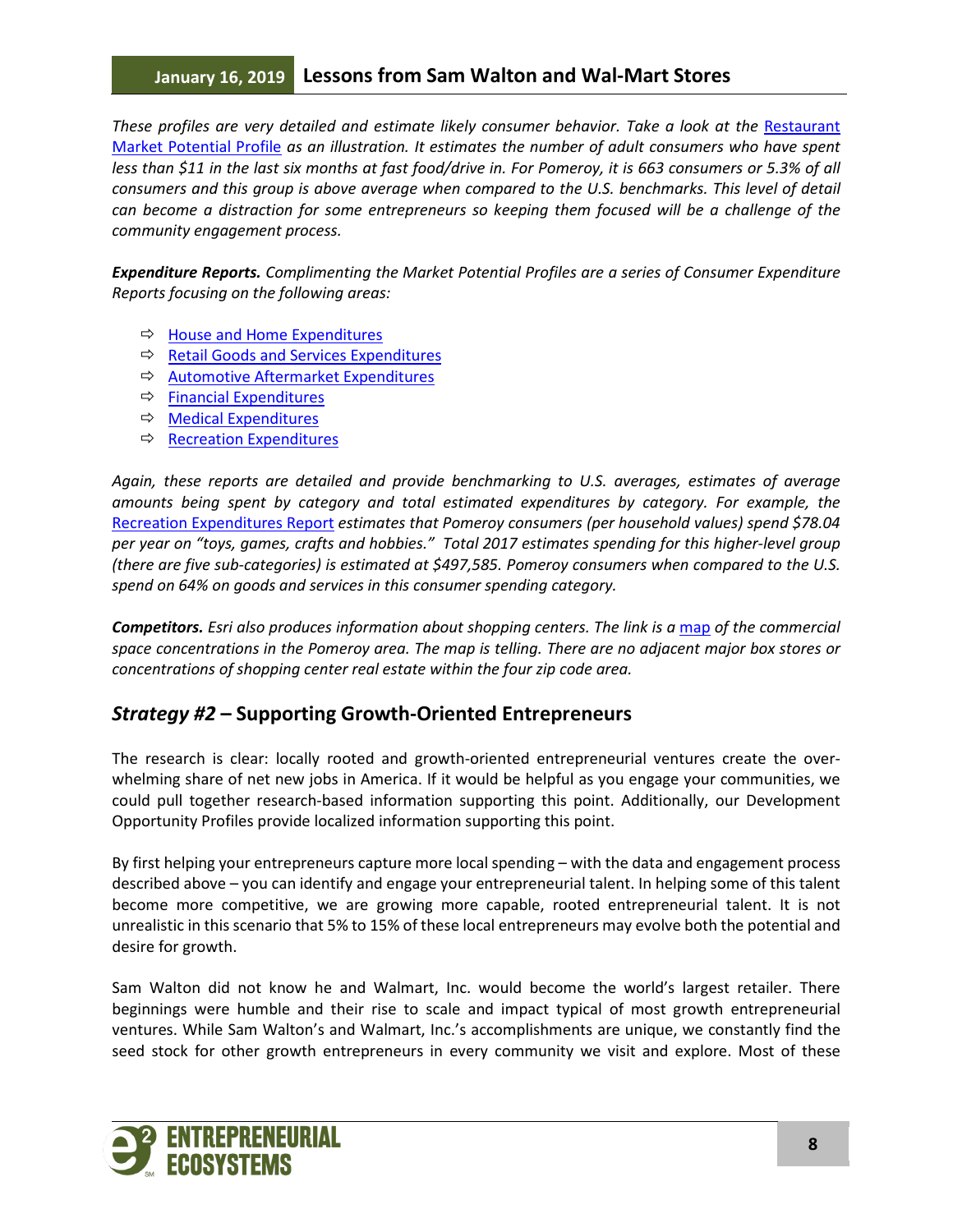*These profiles are very detailed and estimate likely consumer behavior. Take a look at the Restaurant Market Potential Profile as an illustration. It estimates the number of adult consumers who have spent less than $11 in the last six months at fast food/drive in. For Pomeroy, it is 663 consumers or 5.3% of all consumers and this group is above average when compared to the U.S. benchmarks. This level of detail can become a distraction for some entrepreneurs so keeping them focused will be a challenge of the community engagement process.*

***Expenditure Reports.*** *Complimenting the Market Potential Profiles are a series of Consumer Expenditure Reports focusing on the following areas:*

- House and Home Expenditures
- Retail Goods and Services Expenditures
- Automotive Aftermarket Expenditures
- Financial Expenditures
- Medical Expenditures
- Recreation Expenditures

*Again, these reports are detailed and provide benchmarking to U.S. averages, estimates of average amounts being spent by category and total estimated expenditures by category. For example, the Recreation Expenditures Report estimates that Pomeroy consumers (per household values) spend $78.04 per year on "toys, games, crafts and hobbies." Total 2017 estimates spending for this higher-level group (there are five sub-categories) is estimated at $497,585. Pomeroy consumers when compared to the U.S. spend on 64% on goods and services in this consumer spending category.*

***Competitors.*** *Esri also produces information about shopping centers. The link is a map of the commercial space concentrations in the Pomeroy area. The map is telling. There are no adjacent major box stores or concentrations of shopping center real estate within the four zip code area.*

## *Strategy #2* – Supporting Growth-Oriented Entrepreneurs

The research is clear: locally rooted and growth-oriented entrepreneurial ventures create the over-whelming share of net new jobs in America. If it would be helpful as you engage your communities, we could pull together research-based information supporting this point. Additionally, our Development Opportunity Profiles provide localized information supporting this point.

By first helping your entrepreneurs capture more local spending – with the data and engagement process described above – you can identify and engage your entrepreneurial talent. In helping some of this talent become more competitive, we are growing more capable, rooted entrepreneurial talent. It is not unrealistic in this scenario that 5% to 15% of these local entrepreneurs may evolve both the potential and desire for growth.

Sam Walton did not know he and Walmart, Inc. would become the world's largest retailer. There beginnings were humble and their rise to scale and impact typical of most growth entrepreneurial ventures. While Sam Walton's and Walmart, Inc.'s accomplishments are unique, we constantly find the seed stock for other growth entrepreneurs in every community we visit and explore. Most of these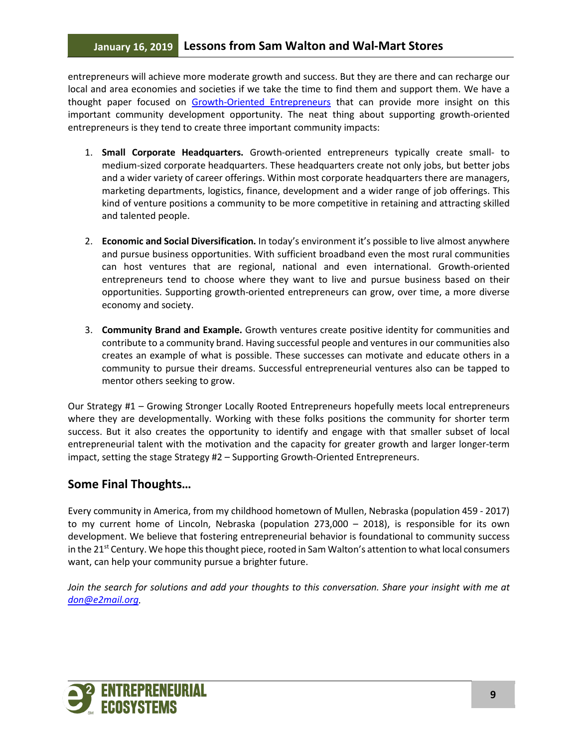entrepreneurs will achieve more moderate growth and success. But they are there and can recharge our local and area economies and societies if we take the time to find them and support them. We have a thought paper focused on Growth-Oriented Entrepreneurs that can provide more insight on this important community development opportunity. The neat thing about supporting growth-oriented entrepreneurs is they tend to create three important community impacts:

1. **Small Corporate Headquarters.** Growth-oriented entrepreneurs typically create small- to medium-sized corporate headquarters. These headquarters create not only jobs, but better jobs and a wider variety of career offerings. Within most corporate headquarters there are managers, marketing departments, logistics, finance, development and a wider range of job offerings. This kind of venture positions a community to be more competitive in retaining and attracting skilled and talented people.

2. **Economic and Social Diversification.** In today's environment it's possible to live almost anywhere and pursue business opportunities. With sufficient broadband even the most rural communities can host ventures that are regional, national and even international. Growth-oriented entrepreneurs tend to choose where they want to live and pursue business based on their opportunities. Supporting growth-oriented entrepreneurs can grow, over time, a more diverse economy and society.

3. **Community Brand and Example.** Growth ventures create positive identity for communities and contribute to a community brand. Having successful people and ventures in our communities also creates an example of what is possible. These successes can motivate and educate others in a community to pursue their dreams. Successful entrepreneurial ventures also can be tapped to mentor others seeking to grow.

Our Strategy #1 – Growing Stronger Locally Rooted Entrepreneurs hopefully meets local entrepreneurs where they are developmentally. Working with these folks positions the community for shorter term success. But it also creates the opportunity to identify and engage with that smaller subset of local entrepreneurial talent with the motivation and the capacity for greater growth and larger longer-term impact, setting the stage Strategy #2 – Supporting Growth-Oriented Entrepreneurs.

## Some Final Thoughts…

Every community in America, from my childhood hometown of Mullen, Nebraska (population 459 - 2017) to my current home of Lincoln, Nebraska (population 273,000 – 2018), is responsible for its own development. We believe that fostering entrepreneurial behavior is foundational to community success in the 21st Century. We hope this thought piece, rooted in Sam Walton's attention to what local consumers want, can help your community pursue a brighter future.

*Join the search for solutions and add your thoughts to this conversation. Share your insight with me at don@e2mail.org.*